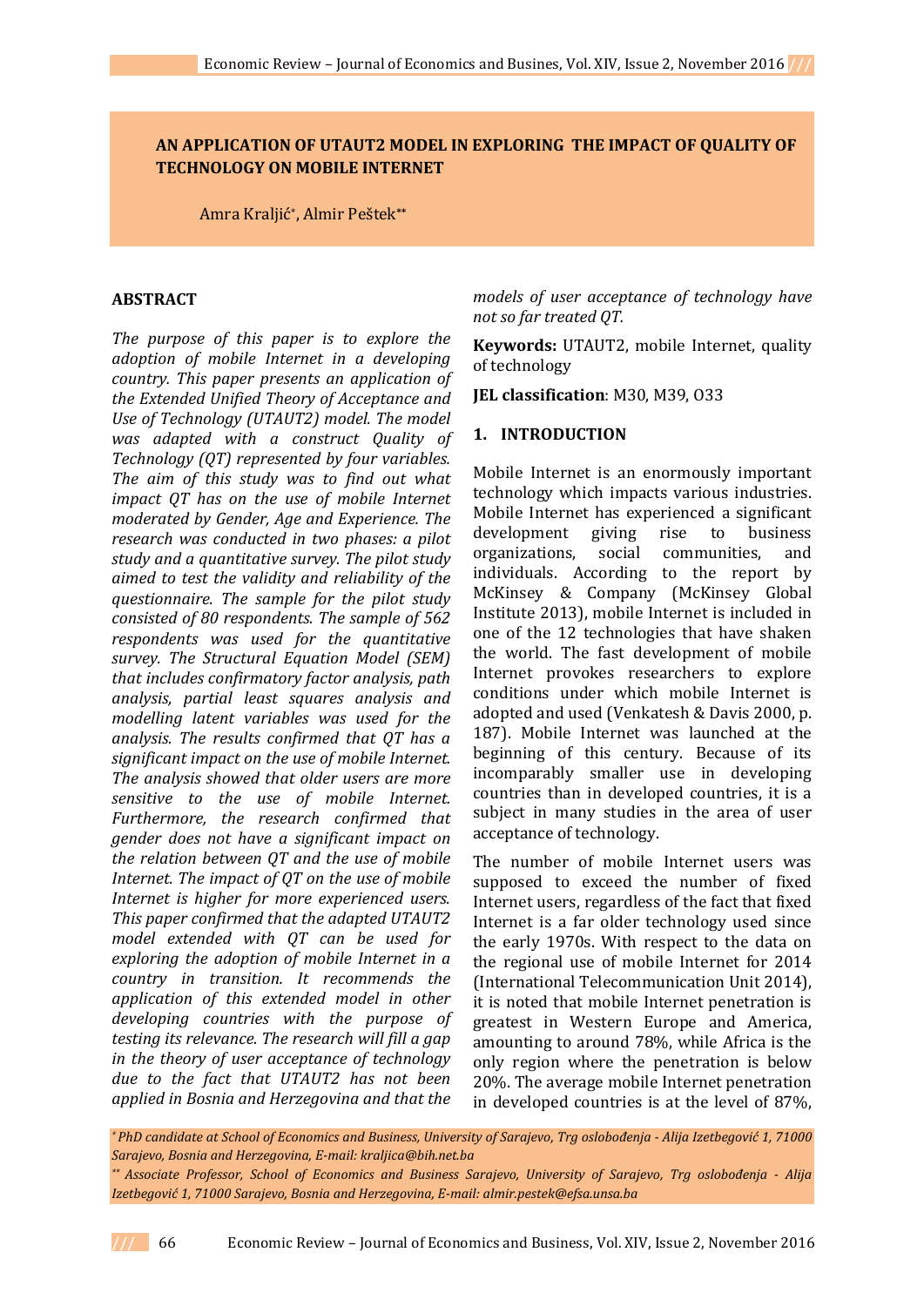# AN APPLICATION OF UTAUT2 MODEL IN EXPLORING THE IMPACT OF QUALITY OF TECHNOLOGY ON MOBILE INTERNET

Amra Kraljić[*], Almir Peštek[**]

## ABSTRACT

*The purpose of this paper is to explore the adoption of mobile Internet in a developing country. This paper presents an application of the Extended Unified Theory of Acceptance and Use of Technology (UTAUT2) model. The model was adapted with a construct Quality of Technology (QT) represented by four variables. The aim of this study was to find out what impact QT has on the use of mobile Internet moderated by Gender, Age and Experience. The research was conducted in two phases: a pilot study and a quantitative survey. The pilot study aimed to test the validity and reliability of the questionnaire. The sample for the pilot study consisted of 80 respondents. The sample of 562 respondents was used for the quantitative survey. The Structural Equation Model (SEM) that includes confirmatory factor analysis, path analysis, partial least squares analysis and modelling latent variables was used for the analysis. The results confirmed that QT has a significant impact on the use of mobile Internet. The analysis showed that older users are more sensitive to the use of mobile Internet. Furthermore, the research confirmed that gender does not have a significant impact on the relation between QT and the use of mobile Internet. The impact of QT on the use of mobile Internet is higher for more experienced users. This paper confirmed that the adapted UTAUT2 model extended with QT can be used for exploring the adoption of mobile Internet in a country in transition. It recommends the application of this extended model in other developing countries with the purpose of testing its relevance. The research will fill a gap in the theory of user acceptance of technology due to the fact that UTAUT2 has not been applied in Bosnia and Herzegovina and that the models of user acceptance of technology have not so far treated QT.*

**Keywords:** UTAUT2, mobile Internet, quality of technology

**JEL classification**: M30, M39, O33

## 1. INTRODUCTION

Mobile Internet is an enormously important technology which impacts various industries. Mobile Internet has experienced a significant development giving rise to business organizations, social communities, and individuals. According to the report by McKinsey & Company (McKinsey Global Institute 2013), mobile Internet is included in one of the 12 technologies that have shaken the world. The fast development of mobile Internet provokes researchers to explore conditions under which mobile Internet is adopted and used (Venkatesh & Davis 2000, p. 187). Mobile Internet was launched at the beginning of this century. Because of its incomparably smaller use in developing countries than in developed countries, it is a subject in many studies in the area of user acceptance of technology.

The number of mobile Internet users was supposed to exceed the number of fixed Internet users, regardless of the fact that fixed Internet is a far older technology used since the early 1970s. With respect to the data on the regional use of mobile Internet for 2014 (International Telecommunication Unit 2014), it is noted that mobile Internet penetration is greatest in Western Europe and America, amounting to around 78%, while Africa is the only region where the penetration is below 20%. The average mobile Internet penetration in developed countries is at the level of 87%,

---

*[*] PhD candidate at School of Economics and Business, University of Sarajevo, Trg oslobođenja - Alija Izetbegović 1, 71000 Sarajevo, Bosnia and Herzegovina, E-mail: kraljica@bih.net.ba*

*[**] Associate Professor, School of Economics and Business Sarajevo, University of Sarajevo, Trg oslobođenja - Alija Izetbegović 1, 71000 Sarajevo, Bosnia and Herzegovina, E-mail: almir.pestek@efsa.unsa.ba*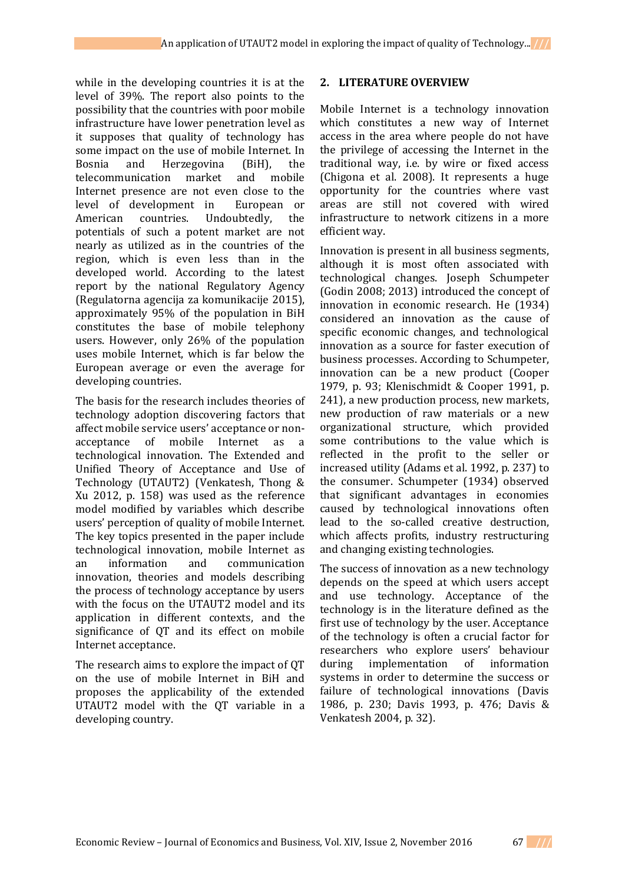while in the developing countries it is at the level of 39%. The report also points to the possibility that the countries with poor mobile infrastructure have lower penetration level as it supposes that quality of technology has some impact on the use of mobile Internet. In Bosnia and Herzegovina (BiH), the telecommunication market and mobile Internet presence are not even close to the level of development in European or American countries. Undoubtedly, the potentials of such a potent market are not nearly as utilized as in the countries of the region, which is even less than in the developed world. According to the latest report by the national Regulatory Agency (Regulatorna agencija za komunikacije 2015), approximately 95% of the population in BiH constitutes the base of mobile telephony users. However, only 26% of the population uses mobile Internet, which is far below the European average or even the average for developing countries.

The basis for the research includes theories of technology adoption discovering factors that affect mobile service users' acceptance or non-acceptance of mobile Internet as a technological innovation. The Extended and Unified Theory of Acceptance and Use of Technology (UTAUT2) (Venkatesh, Thong & Xu 2012, p. 158) was used as the reference model modified by variables which describe users' perception of quality of mobile Internet. The key topics presented in the paper include technological innovation, mobile Internet as an information and communication innovation, theories and models describing the process of technology acceptance by users with the focus on the UTAUT2 model and its application in different contexts, and the significance of QT and its effect on mobile Internet acceptance.

The research aims to explore the impact of QT on the use of mobile Internet in BiH and proposes the applicability of the extended UTAUT2 model with the QT variable in a developing country.

## 2. LITERATURE OVERVIEW

Mobile Internet is a technology innovation which constitutes a new way of Internet access in the area where people do not have the privilege of accessing the Internet in the traditional way, i.e. by wire or fixed access (Chigona et al. 2008). It represents a huge opportunity for the countries where vast areas are still not covered with wired infrastructure to network citizens in a more efficient way.

Innovation is present in all business segments, although it is most often associated with technological changes. Joseph Schumpeter (Godin 2008; 2013) introduced the concept of innovation in economic research. He (1934) considered an innovation as the cause of specific economic changes, and technological innovation as a source for faster execution of business processes. According to Schumpeter, innovation can be a new product (Cooper 1979, p. 93; Klenischmidt & Cooper 1991, p. 241), a new production process, new markets, new production of raw materials or a new organizational structure, which provided some contributions to the value which is reflected in the profit to the seller or increased utility (Adams et al. 1992, p. 237) to the consumer. Schumpeter (1934) observed that significant advantages in economies caused by technological innovations often lead to the so-called creative destruction, which affects profits, industry restructuring and changing existing technologies.

The success of innovation as a new technology depends on the speed at which users accept and use technology. Acceptance of the technology is in the literature defined as the first use of technology by the user. Acceptance of the technology is often a crucial factor for researchers who explore users' behaviour during implementation of information systems in order to determine the success or failure of technological innovations (Davis 1986, p. 230; Davis 1993, p. 476; Davis & Venkatesh 2004, p. 32).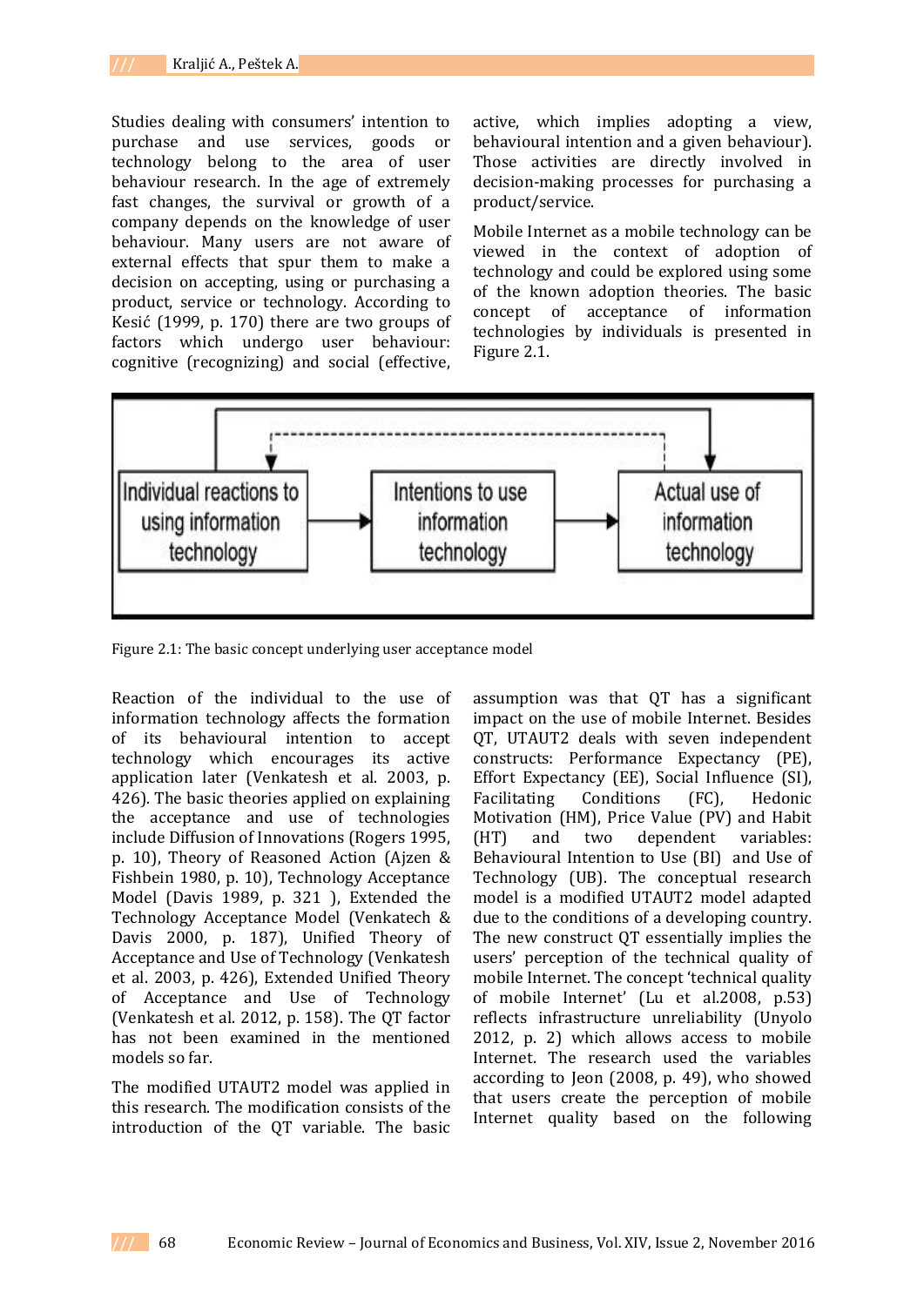Studies dealing with consumers' intention to purchase and use services, goods or technology belong to the area of user behaviour research. In the age of extremely fast changes, the survival or growth of a company depends on the knowledge of user behaviour. Many users are not aware of external effects that spur them to make a decision on accepting, using or purchasing a product, service or technology. According to Kesić (1999, p. 170) there are two groups of factors which undergo user behaviour: cognitive (recognizing) and social (effective, active, which implies adopting a view, behavioural intention and a given behaviour). Those activities are directly involved in decision-making processes for purchasing a product/service.

Mobile Internet as a mobile technology can be viewed in the context of adoption of technology and could be explored using some of the known adoption theories. The basic concept of acceptance of information technologies by individuals is presented in Figure 2.1.

Figure 2.1: The basic concept underlying user acceptance model

Reaction of the individual to the use of information technology affects the formation of its behavioural intention to accept technology which encourages its active application later (Venkatesh et al. 2003, p. 426). The basic theories applied on explaining the acceptance and use of technologies include Diffusion of Innovations (Rogers 1995, p. 10), Theory of Reasoned Action (Ajzen & Fishbein 1980, p. 10), Technology Acceptance Model (Davis 1989, p. 321 ), Extended the Technology Acceptance Model (Venkatech & Davis 2000, p. 187), Unified Theory of Acceptance and Use of Technology (Venkatesh et al. 2003, p. 426), Extended Unified Theory of Acceptance and Use of Technology (Venkatesh et al. 2012, p. 158). The QT factor has not been examined in the mentioned models so far.

The modified UTAUT2 model was applied in this research. The modification consists of the introduction of the QT variable. The basic assumption was that QT has a significant impact on the use of mobile Internet. Besides QT, UTAUT2 deals with seven independent constructs: Performance Expectancy (PE), Effort Expectancy (EE), Social Influence (SI), Facilitating Conditions (FC), Hedonic Motivation (HM), Price Value (PV) and Habit (HT) and two dependent variables: Behavioural Intention to Use (BI) and Use of Technology (UB). The conceptual research model is a modified UTAUT2 model adapted due to the conditions of a developing country. The new construct QT essentially implies the users' perception of the technical quality of mobile Internet. The concept 'technical quality of mobile Internet' (Lu et al.2008, p.53) reflects infrastructure unreliability (Unyolo 2012, p. 2) which allows access to mobile Internet. The research used the variables according to Jeon (2008, p. 49), who showed that users create the perception of mobile Internet quality based on the following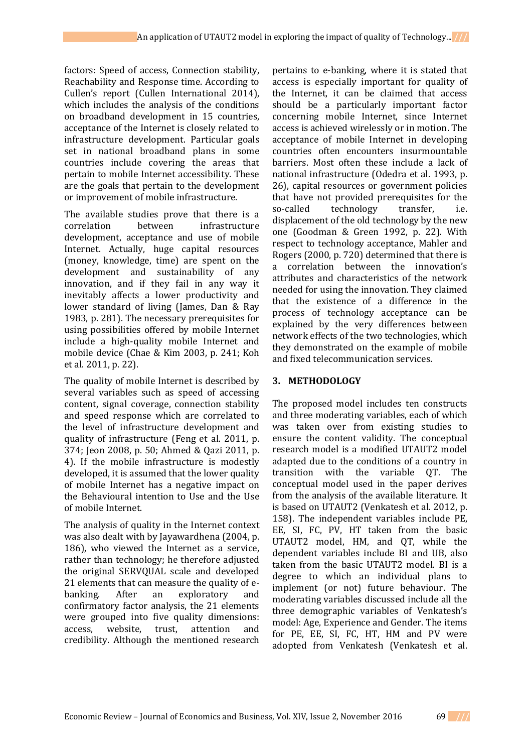factors: Speed of access, Connection stability, Reachability and Response time. According to Cullen's report (Cullen International 2014), which includes the analysis of the conditions on broadband development in 15 countries, acceptance of the Internet is closely related to infrastructure development. Particular goals set in national broadband plans in some countries include covering the areas that pertain to mobile Internet accessibility. These are the goals that pertain to the development or improvement of mobile infrastructure.

The available studies prove that there is a correlation between infrastructure development, acceptance and use of mobile Internet. Actually, huge capital resources (money, knowledge, time) are spent on the development and sustainability of any innovation, and if they fail in any way it inevitably affects a lower productivity and lower standard of living (James, Dan & Ray 1983, p. 281). The necessary prerequisites for using possibilities offered by mobile Internet include a high-quality mobile Internet and mobile device (Chae & Kim 2003, p. 241; Koh et al. 2011, p. 22).

The quality of mobile Internet is described by several variables such as speed of accessing content, signal coverage, connection stability and speed response which are correlated to the level of infrastructure development and quality of infrastructure (Feng et al. 2011, p. 374; Jeon 2008, p. 50; Ahmed & Qazi 2011, p. 4). If the mobile infrastructure is modestly developed, it is assumed that the lower quality of mobile Internet has a negative impact on the Behavioural intention to Use and the Use of mobile Internet.

The analysis of quality in the Internet context was also dealt with by Jayawardhena (2004, p. 186), who viewed the Internet as a service, rather than technology; he therefore adjusted the original SERVQUAL scale and developed 21 elements that can measure the quality of e-banking. After an exploratory and confirmatory factor analysis, the 21 elements were grouped into five quality dimensions: access, website, trust, attention and credibility. Although the mentioned research pertains to e-banking, where it is stated that access is especially important for quality of the Internet, it can be claimed that access should be a particularly important factor concerning mobile Internet, since Internet access is achieved wirelessly or in motion. The acceptance of mobile Internet in developing countries often encounters insurmountable barriers. Most often these include a lack of national infrastructure (Odedra et al. 1993, p. 26), capital resources or government policies that have not provided prerequisites for the so-called technology transfer, i.e. displacement of the old technology by the new one (Goodman & Green 1992, p. 22). With respect to technology acceptance, Mahler and Rogers (2000, p. 720) determined that there is a correlation between the innovation's attributes and characteristics of the network needed for using the innovation. They claimed that the existence of a difference in the process of technology acceptance can be explained by the very differences between network effects of the two technologies, which they demonstrated on the example of mobile and fixed telecommunication services.

## 3. METHODOLOGY

The proposed model includes ten constructs and three moderating variables, each of which was taken over from existing studies to ensure the content validity. The conceptual research model is a modified UTAUT2 model adapted due to the conditions of a country in transition with the variable QT. The conceptual model used in the paper derives from the analysis of the available literature. It is based on UTAUT2 (Venkatesh et al. 2012, p. 158). The independent variables include PE, EE, SI, FC, PV, HT taken from the basic UTAUT2 model, HM, and QT, while the dependent variables include BI and UB, also taken from the basic UTAUT2 model. BI is a degree to which an individual plans to implement (or not) future behaviour. The moderating variables discussed include all the three demographic variables of Venkatesh's model: Age, Experience and Gender. The items for PE, EE, SI, FC, HT, HM and PV were adopted from Venkatesh (Venkatesh et al.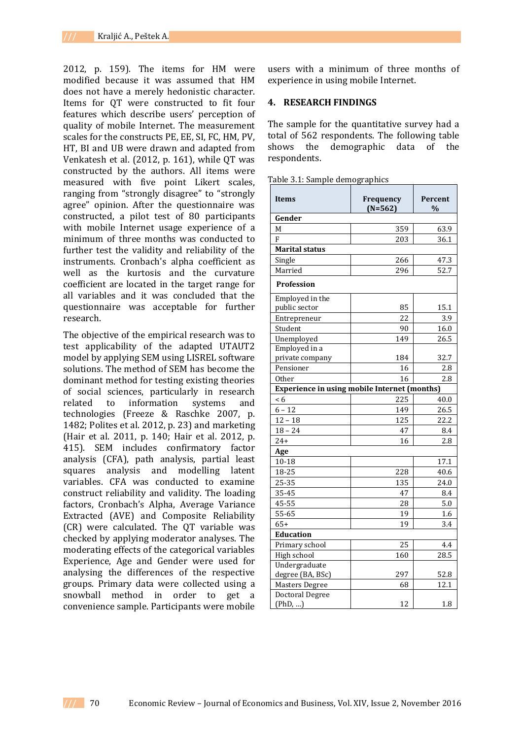2012, p. 159). The items for HM were modified because it was assumed that HM does not have a merely hedonistic character. Items for QT were constructed to fit four features which describe users' perception of quality of mobile Internet. The measurement scales for the constructs PE, EE, SI, FC, HM, PV, HT, BI and UB were drawn and adapted from Venkatesh et al. (2012, p. 161), while QT was constructed by the authors. All items were measured with five point Likert scales, ranging from "strongly disagree" to "strongly agree" opinion. After the questionnaire was constructed, a pilot test of 80 participants with mobile Internet usage experience of a minimum of three months was conducted to further test the validity and reliability of the instruments. Cronbach's alpha coefficient as well as the kurtosis and the curvature coefficient are located in the target range for all variables and it was concluded that the questionnaire was acceptable for further research.

The objective of the empirical research was to test applicability of the adapted UTAUT2 model by applying SEM using LISREL software solutions. The method of SEM has become the dominant method for testing existing theories of social sciences, particularly in research related to information systems and technologies (Freeze & Raschke 2007, p. 1482; Polites et al. 2012, p. 23) and marketing (Hair et al. 2011, p. 140; Hair et al. 2012, p. 415). SEM includes confirmatory factor analysis (CFA), path analysis, partial least squares analysis and modelling latent variables. CFA was conducted to examine construct reliability and validity. The loading factors, Cronbach's Alpha, Average Variance Extracted (AVE) and Composite Reliability (CR) were calculated. The QT variable was checked by applying moderator analyses. The moderating effects of the categorical variables Experience, Age and Gender were used for analysing the differences of the respective groups. Primary data were collected using a snowball method in order to get a convenience sample. Participants were mobile users with a minimum of three months of experience in using mobile Internet.

## 4. RESEARCH FINDINGS

The sample for the quantitative survey had a total of 562 respondents. The following table shows the demographic data of the respondents.

Table 3.1: Sample demographics

| Items | Frequency (N=562) | Percent % |
|---|---|---|
| **Gender** | | |
| M | 359 | 63.9 |
| F | 203 | 36.1 |
| **Marital status** | | |
| Single | 266 | 47.3 |
| Married | 296 | 52.7 |
| **Profession** | | |
| Employed in the public sector | 85 | 15.1 |
| Entrepreneur | 22 | 3.9 |
| Student | 90 | 16.0 |
| Unemployed | 149 | 26.5 |
| Employed in a private company | 184 | 32.7 |
| Pensioner | 16 | 2.8 |
| Other | 16 | 2.8 |
| **Experience in using mobile Internet (months)** | | |
| < 6 | 225 | 40.0 |
| 6 – 12 | 149 | 26.5 |
| 12 – 18 | 125 | 22.2 |
| 18 – 24 | 47 | 8.4 |
| 24+ | 16 | 2.8 |
| **Age** | | |
| 10-18 | | 17.1 |
| 18-25 | 228 | 40.6 |
| 25-35 | 135 | 24.0 |
| 35-45 | 47 | 8.4 |
| 45-55 | 28 | 5.0 |
| 55-65 | 19 | 1.6 |
| 65+ | 19 | 3.4 |
| **Education** | | |
| Primary school | 25 | 4.4 |
| High school | 160 | 28.5 |
| Undergraduate degree (BA, BSc) | 297 | 52.8 |
| Masters Degree | 68 | 12.1 |
| Doctoral Degree (PhD, ...) | 12 | 1.8 |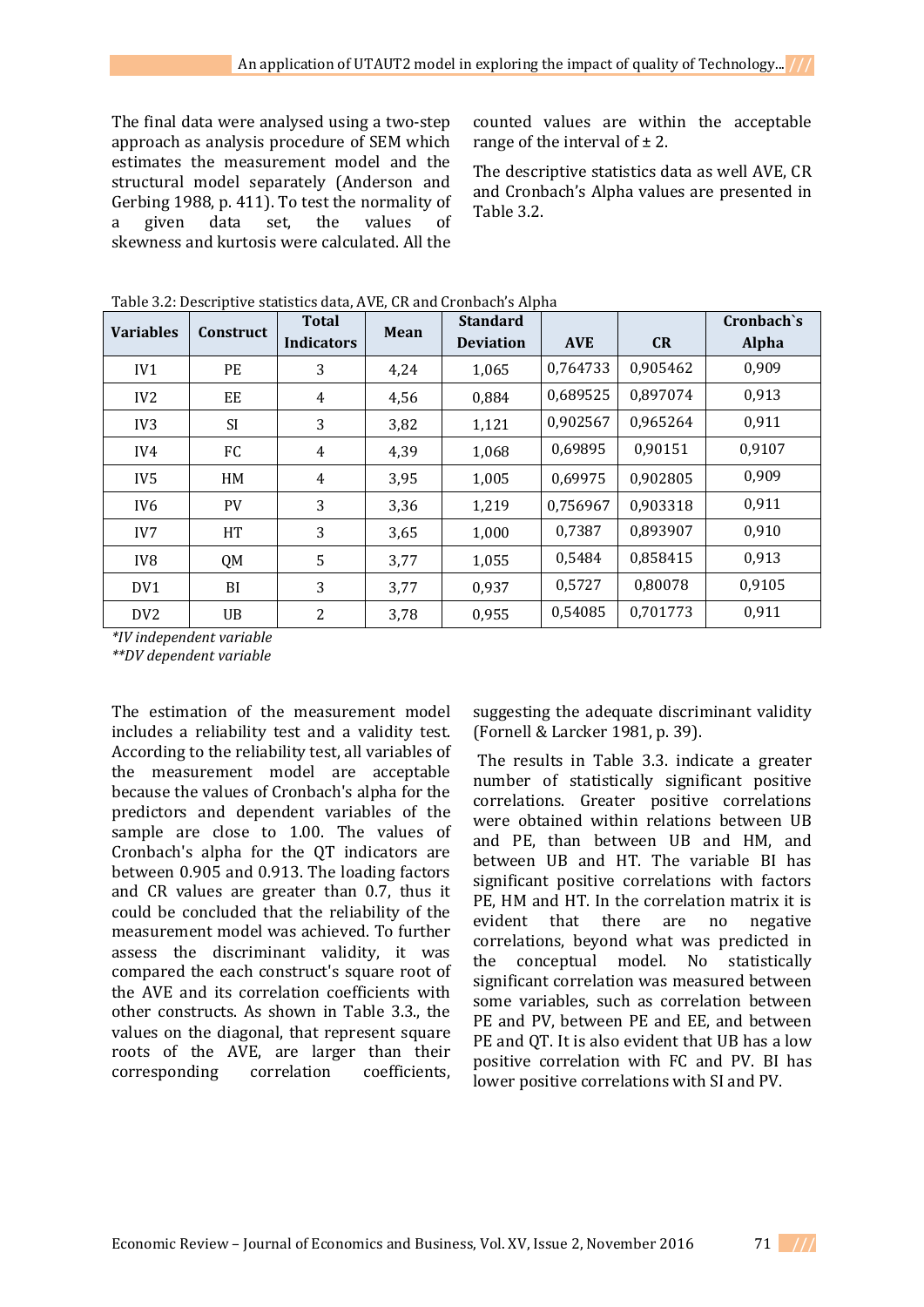The final data were analysed using a two-step approach as analysis procedure of SEM which estimates the measurement model and the structural model separately (Anderson and Gerbing 1988, p. 411). To test the normality of a given data set, the values of skewness and kurtosis were calculated. All the counted values are within the acceptable range of the interval of ± 2.

The descriptive statistics data as well AVE, CR and Cronbach's Alpha values are presented in Table 3.2.

Table 3.2: Descriptive statistics data, AVE, CR and Cronbach's Alpha

| Variables | Construct | Total Indicators | Mean | Standard Deviation | AVE | CR | Cronbach`s Alpha |
|---|---|---|---|---|---|---|---|
| IV1 | PE | 3 | 4,24 | 1,065 | 0,764733 | 0,905462 | 0,909 |
| IV2 | EE | 4 | 4,56 | 0,884 | 0,689525 | 0,897074 | 0,913 |
| IV3 | SI | 3 | 3,82 | 1,121 | 0,902567 | 0,965264 | 0,911 |
| IV4 | FC | 4 | 4,39 | 1,068 | 0,69895 | 0,90151 | 0,9107 |
| IV5 | HM | 4 | 3,95 | 1,005 | 0,69975 | 0,902805 | 0,909 |
| IV6 | PV | 3 | 3,36 | 1,219 | 0,756967 | 0,903318 | 0,911 |
| IV7 | HT | 3 | 3,65 | 1,000 | 0,7387 | 0,893907 | 0,910 |
| IV8 | QM | 5 | 3,77 | 1,055 | 0,5484 | 0,858415 | 0,913 |
| DV1 | BI | 3 | 3,77 | 0,937 | 0,5727 | 0,80078 | 0,9105 |
| DV2 | UB | 2 | 3,78 | 0,955 | 0,54085 | 0,701773 | 0,911 |

*\*IV independent variable*

*\*\*DV dependent variable*

The estimation of the measurement model includes a reliability test and a validity test. According to the reliability test, all variables of the measurement model are acceptable because the values of Cronbach's alpha for the predictors and dependent variables of the sample are close to 1.00. The values of Cronbach's alpha for the QT indicators are between 0.905 and 0.913. The loading factors and CR values are greater than 0.7, thus it could be concluded that the reliability of the measurement model was achieved. To further assess the discriminant validity, it was compared the each construct's square root of the AVE and its correlation coefficients with other constructs. As shown in Table 3.3., the values on the diagonal, that represent square roots of the AVE, are larger than their corresponding correlation coefficients, suggesting the adequate discriminant validity (Fornell & Larcker 1981, p. 39).

The results in Table 3.3. indicate a greater number of statistically significant positive correlations. Greater positive correlations were obtained within relations between UB and PE, than between UB and HM, and between UB and HT. The variable BI has significant positive correlations with factors PE, HM and HT. In the correlation matrix it is evident that there are no negative correlations, beyond what was predicted in the conceptual model. No statistically significant correlation was measured between some variables, such as correlation between PE and PV, between PE and EE, and between PE and QT. It is also evident that UB has a low positive correlation with FC and PV. BI has lower positive correlations with SI and PV.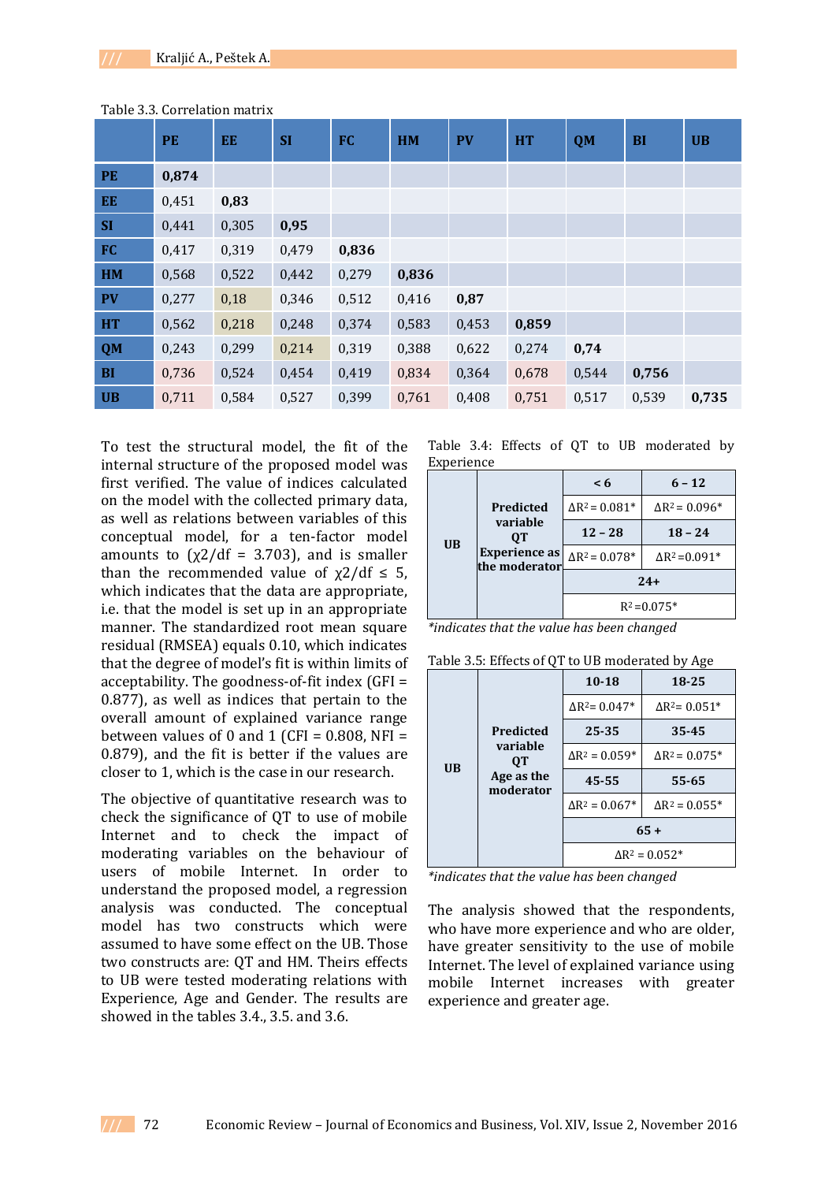Table 3.3. Correlation matrix

| | PE | EE | SI | FC | HM | PV | HT | QM | BI | UB |
|---|---|---|---|---|---|---|---|---|---|---|
| **PE** | **0,874** | | | | | | | | | |
| **EE** | 0,451 | **0,83** | | | | | | | | |
| **SI** | 0,441 | 0,305 | **0,95** | | | | | | | |
| **FC** | 0,417 | 0,319 | 0,479 | **0,836** | | | | | | |
| **HM** | 0,568 | 0,522 | 0,442 | 0,279 | **0,836** | | | | | |
| **PV** | 0,277 | 0,18 | 0,346 | 0,512 | 0,416 | **0,87** | | | | |
| **HT** | 0,562 | 0,218 | 0,248 | 0,374 | 0,583 | 0,453 | **0,859** | | | |
| **QM** | 0,243 | 0,299 | 0,214 | 0,319 | 0,388 | 0,622 | 0,274 | **0,74** | | |
| **BI** | 0,736 | 0,524 | 0,454 | 0,419 | 0,834 | 0,364 | 0,678 | 0,544 | **0,756** | |
| **UB** | 0,711 | 0,584 | 0,527 | 0,399 | 0,761 | 0,408 | 0,751 | 0,517 | 0,539 | **0,735** |

To test the structural model, the fit of the internal structure of the proposed model was first verified. The value of indices calculated on the model with the collected primary data, as well as relations between variables of this conceptual model, for a ten-factor model amounts to ($\chi2/df$ = 3.703), and is smaller than the recommended value of $\chi2/df \leq 5$, which indicates that the data are appropriate, i.e. that the model is set up in an appropriate manner. The standardized root mean square residual (RMSEA) equals 0.10, which indicates that the degree of model's fit is within limits of acceptability. The goodness-of-fit index (GFI = 0.877), as well as indices that pertain to the overall amount of explained variance range between values of 0 and 1 (CFI = 0.808, NFI = 0.879), and the fit is better if the values are closer to 1, which is the case in our research.

The objective of quantitative research was to check the significance of QT to use of mobile Internet and to check the impact of moderating variables on the behaviour of users of mobile Internet. In order to understand the proposed model, a regression analysis was conducted. The conceptual model has two constructs which were assumed to have some effect on the UB. Those two constructs are: QT and HM. Theirs effects to UB were tested moderating relations with Experience, Age and Gender. The results are showed in the tables 3.4., 3.5. and 3.6.

Table 3.4: Effects of QT to UB moderated by Experience

| | | | |
|---|---|---|---|
| **UB** | **Predicted variable QT Experience as the moderator** | **< 6** | **6 – 12** |
| | | $\Delta R^2 = 0.081$* | $\Delta R^2 = 0.096$* |
| | | **12 – 28** | **18 – 24** |
| | | $\Delta R^2 = 0.078$* | $\Delta R^2 = 0.091$* |
| | | **24+** | |
| | | $R^2 = 0.075$* | |

*indicates that the value has been changed*

Table 3.5: Effects of QT to UB moderated by Age

| | | | |
|---|---|---|---|
| **UB** | **Predicted variable QT Age as the moderator** | **10-18** | **18-25** |
| | | $\Delta R^2 = 0.047$* | $\Delta R^2 = 0.051$* |
| | | **25-35** | **35-45** |
| | | $\Delta R^2 = 0.059$* | $\Delta R^2 = 0.075$* |
| | | **45-55** | **55-65** |
| | | $\Delta R^2 = 0.067$* | $\Delta R^2 = 0.055$* |
| | | **65 +** | |
| | | $\Delta R^2 = 0.052$* | |

*indicates that the value has been changed*

The analysis showed that the respondents, who have more experience and who are older, have greater sensitivity to the use of mobile Internet. The level of explained variance using mobile Internet increases with greater experience and greater age.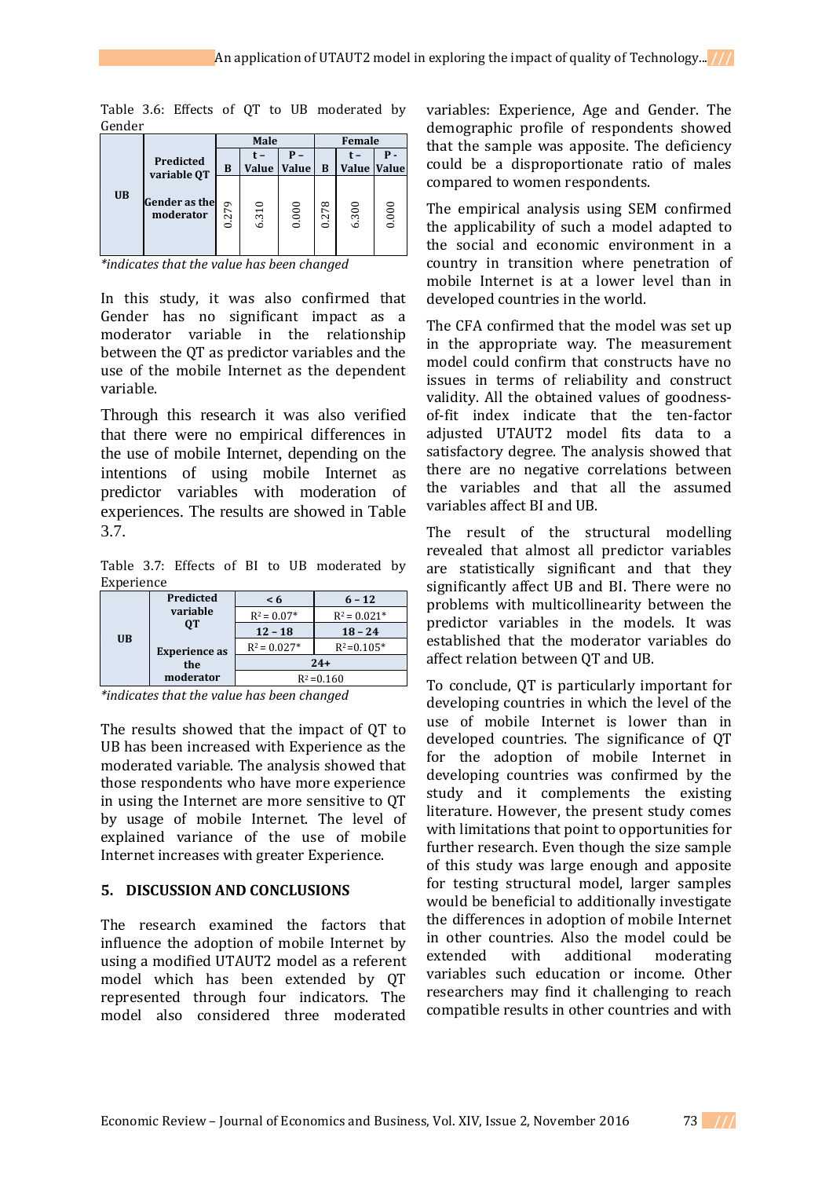Table 3.6: Effects of QT to UB moderated by Gender

| | | Male | | | Female | | |
|---|---|---|---|---|---|---|---|
| | Predicted variable QT | B | t – Value | P – Value | B | t – Value | P - Value |
| UB | Gender as the moderator | 0.279 | 6.310 | 0.000 | 0.278 | 6.300 | 0.000 |

*indicates that the value has been changed*

In this study, it was also confirmed that Gender has no significant impact as a moderator variable in the relationship between the QT as predictor variables and the use of the mobile Internet as the dependent variable.

Through this research it was also verified that there were no empirical differences in the use of mobile Internet, depending on the intentions of using mobile Internet as predictor variables with moderation of experiences. The results are showed in Table 3.7.

Table 3.7: Effects of BI to UB moderated by Experience

| | | | |
|---|---|---|---|
| UB | Predicted variable QT | < 6 | 6 – 12 |
| | | $R^2 = 0.07$* | $R^2 = 0.021$* |
| | | 12 – 18 | 18 – 24 |
| | Experience as the moderator | $R^2 = 0.027$* | $R^2 = 0.105$* |
| | | 24+ | |
| | | $R^2 = 0.160$ | |

*indicates that the value has been changed*

The results showed that the impact of QT to UB has been increased with Experience as the moderated variable. The analysis showed that those respondents who have more experience in using the Internet are more sensitive to QT by usage of mobile Internet. The level of explained variance of the use of mobile Internet increases with greater Experience.

## 5. DISCUSSION AND CONCLUSIONS

The research examined the factors that influence the adoption of mobile Internet by using a modified UTAUT2 model as a referent model which has been extended by QT represented through four indicators. The model also considered three moderated variables: Experience, Age and Gender. The demographic profile of respondents showed that the sample was apposite. The deficiency could be a disproportionate ratio of males compared to women respondents.

The empirical analysis using SEM confirmed the applicability of such a model adapted to the social and economic environment in a country in transition where penetration of mobile Internet is at a lower level than in developed countries in the world.

The CFA confirmed that the model was set up in the appropriate way. The measurement model could confirm that constructs have no issues in terms of reliability and construct validity. All the obtained values of goodness-of-fit index indicate that the ten-factor adjusted UTAUT2 model fits data to a satisfactory degree. The analysis showed that there are no negative correlations between the variables and that all the assumed variables affect BI and UB.

The result of the structural modelling revealed that almost all predictor variables are statistically significant and that they significantly affect UB and BI. There were no problems with multicollinearity between the predictor variables in the models. It was established that the moderator variables do affect relation between QT and UB.

To conclude, QT is particularly important for developing countries in which the level of the use of mobile Internet is lower than in developed countries. The significance of QT for the adoption of mobile Internet in developing countries was confirmed by the study and it complements the existing literature. However, the present study comes with limitations that point to opportunities for further research. Even though the size sample of this study was large enough and apposite for testing structural model, larger samples would be beneficial to additionally investigate the differences in adoption of mobile Internet in other countries. Also the model could be extended with additional moderating variables such education or income. Other researchers may find it challenging to reach compatible results in other countries and with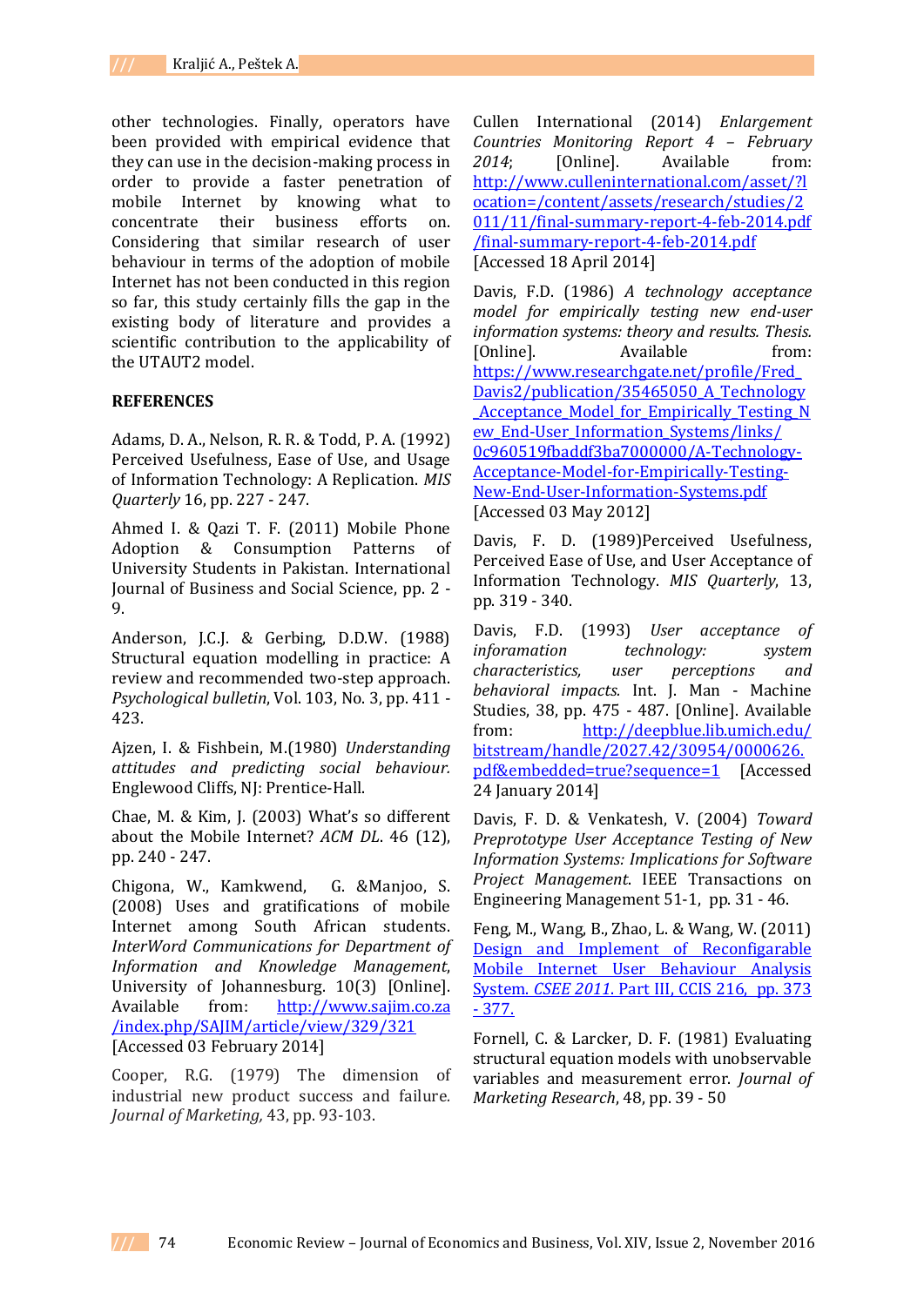other technologies. Finally, operators have been provided with empirical evidence that they can use in the decision-making process in order to provide a faster penetration of mobile Internet by knowing what to concentrate their business efforts on. Considering that similar research of user behaviour in terms of the adoption of mobile Internet has not been conducted in this region so far, this study certainly fills the gap in the existing body of literature and provides a scientific contribution to the applicability of the UTAUT2 model.

## REFERENCES

Adams, D. A., Nelson, R. R. & Todd, P. A. (1992) Perceived Usefulness, Ease of Use, and Usage of Information Technology: A Replication. *MIS Quarterly* 16, pp. 227 - 247.

Ahmed I. & Qazi T. F. (2011) Mobile Phone Adoption & Consumption Patterns of University Students in Pakistan. International Journal of Business and Social Science, pp. 2 - 9.

Anderson, J.C.J. & Gerbing, D.D.W. (1988) Structural equation modelling in practice: A review and recommended two-step approach. *Psychological bulletin*, Vol. 103, No. 3, pp. 411 - 423.

Ajzen, I. & Fishbein, M.(1980) *Understanding attitudes and predicting social behaviour.* Englewood Cliffs, NJ: Prentice-Hall.

Chae, M. & Kim, J. (2003) What's so different about the Mobile Internet? *ACM DL*. 46 (12), pp. 240 - 247.

Chigona, W., Kamkwend, G. &Manjoo, S. (2008) Uses and gratifications of mobile Internet among South African students. *InterWord Communications for Department of Information and Knowledge Management*, University of Johannesburg. 10(3) [Online]. Available from: http://www.sajim.co.za/index.php/SAJIM/article/view/329/321 [Accessed 03 February 2014]

Cooper, R.G. (1979) The dimension of industrial new product success and failure. *Journal of Marketing*, 43, pp. 93-103.

Cullen International (2014) *Enlargement Countries Monitoring Report 4 – February 2014*; [Online]. Available from: http://www.cullen-international.com/asset/?location=/content/assets/research/studies/2011/11/final-summary-report-4-feb-2014.pdf/final-summary-report-4-feb-2014.pdf [Accessed 18 April 2014]

Davis, F.D. (1986) *A technology acceptance model for empirically testing new end-user information systems: theory and results. Thesis.* [Online]. Available from: https://www.researchgate.net/profile/Fred_Davis2/publication/35465050_A_Technology_Acceptance_Model_for_Empirically_Testing_New_End-User_Information_Systems/links/0c960519fbaddf3ba7000000/A-Technology-Acceptance-Model-for-Empirically-Testing-New-End-User-Information-Systems.pdf [Accessed 03 May 2012]

Davis, F. D. (1989)Perceived Usefulness, Perceived Ease of Use, and User Acceptance of Information Technology. *MIS Quarterly*, 13, pp. 319 - 340.

Davis, F.D. (1993) *User acceptance of inforamation technology: system characteristics, user perceptions and behavioral impacts.* Int. J. Man - Machine Studies, 38, pp. 475 - 487. [Online]. Available from: http://deepblue.lib.umich.edu/bitstream/handle/2027.42/30954/0000626.pdf&embedded=true?sequence=1 [Accessed 24 January 2014]

Davis, F. D. & Venkatesh, V. (2004) *Toward Preprototype User Acceptance Testing of New Information Systems: Implications for Software Project Management*. IEEE Transactions on Engineering Management 51-1, pp. 31 - 46.

Feng, M., Wang, B., Zhao, L. & Wang, W. (2011) Design and Implement of Reconfigarable Mobile Internet User Behaviour Analysis System. *CSEE 2011*. Part III, CCIS 216, pp. 373 - 377.

Fornell, C. & Larcker, D. F. (1981) Evaluating structural equation models with unobservable variables and measurement error. *Journal of Marketing Research*, 48, pp. 39 - 50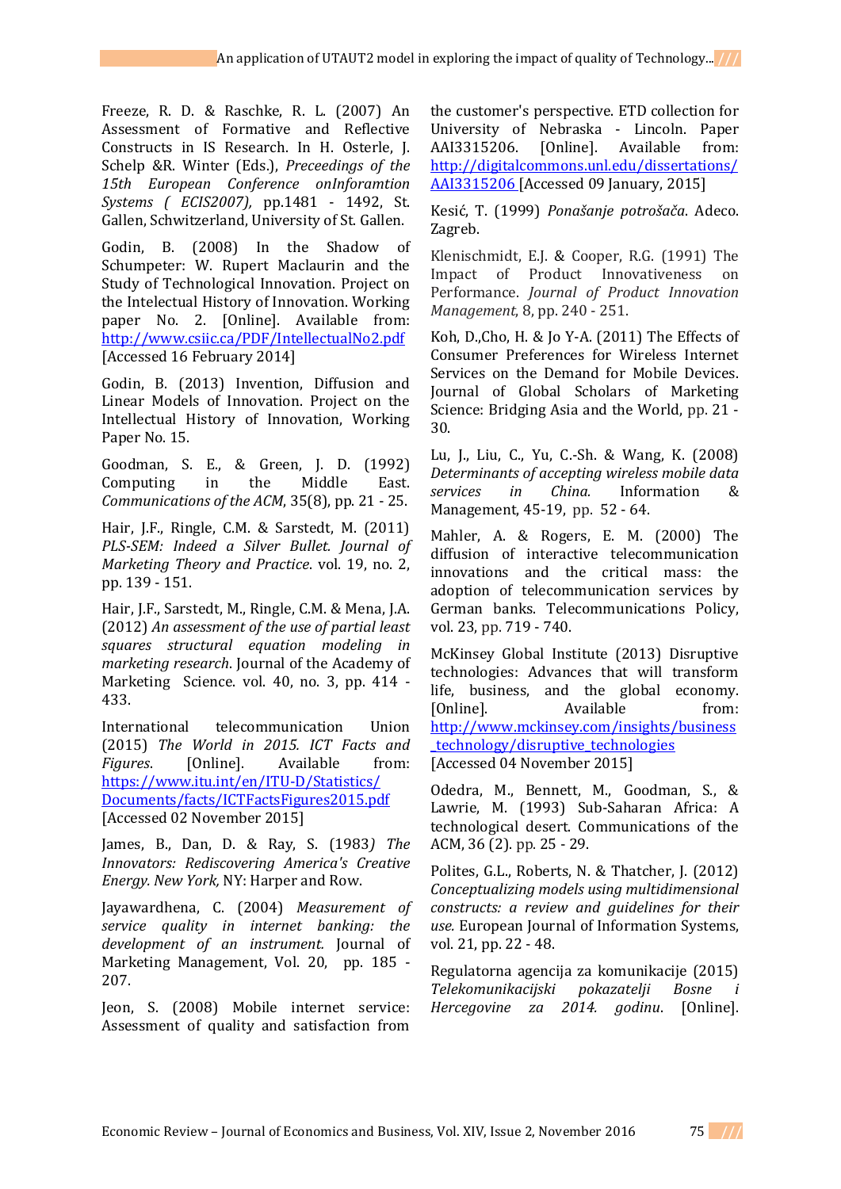Freeze, R. D. & Raschke, R. L. (2007) An Assessment of Formative and Reflective Constructs in IS Research. In H. Osterle, J. Schelp &R. Winter (Eds.), *Preceedings of the 15th European Conference onInforamtion Systems ( ECIS2007),* pp.1481 - 1492, St. Gallen, Schwitzerland, University of St. Gallen.

Godin, B. (2008) In the Shadow of Schumpeter: W. Rupert Maclaurin and the Study of Technological Innovation. Project on the Intelectual History of Innovation. Working paper No. 2. [Online]. Available from: http://www.csiic.ca/PDF/IntellectualNo2.pdf [Accessed 16 February 2014]

Godin, B. (2013) Invention, Diffusion and Linear Models of Innovation. Project on the Intellectual History of Innovation, Working Paper No. 15.

Goodman, S. E., & Green, J. D. (1992) Computing in the Middle East. *Communications of the ACM*, 35(8), pp. 21 - 25.

Hair, J.F., Ringle, C.M. & Sarstedt, M. (2011) *PLS-SEM: Indeed a Silver Bullet. Journal of Marketing Theory and Practice*. vol. 19, no. 2, pp. 139 - 151.

Hair, J.F., Sarstedt, M., Ringle, C.M. & Mena, J.A. (2012) *An assessment of the use of partial least squares structural equation modeling in marketing research*. Journal of the Academy of Marketing Science. vol. 40, no. 3, pp. 414 - 433.

International telecommunication Union (2015) *The World in 2015. ICT Facts and Figures*. [Online]. Available from: https://www.itu.int/en/ITU-D/Statistics/Documents/facts/ICTFactsFigures2015.pdf [Accessed 02 November 2015]

James, B., Dan, D. & Ray, S. (1983*) The Innovators: Rediscovering America's Creative Energy. New York,* NY: Harper and Row.

Jayawardhena, C. (2004) *Measurement of service quality in internet banking: the development of an instrument.* Journal of Marketing Management, Vol. 20, pp. 185 - 207.

Jeon, S. (2008) Mobile internet service: Assessment of quality and satisfaction from the customer's perspective. ETD collection for University of Nebraska - Lincoln. Paper AAI3315206. [Online]. Available from: http://digitalcommons.unl.edu/dissertations/AAI3315206 [Accessed 09 January, 2015]

Kesić, T. (1999) *Ponašanje potrošača*. Adeco. Zagreb.

Klenischmidt, E.J. & Cooper, R.G. (1991) The Impact of Product Innovativeness on Performance. *Journal of Product Innovation Management*, 8, pp. 240 - 251.

Koh, D.,Cho, H. & Jo Y-A. (2011) The Effects of Consumer Preferences for Wireless Internet Services on the Demand for Mobile Devices. Journal of Global Scholars of Marketing Science: Bridging Asia and the World, pp. 21 - 30.

Lu, J., Liu, C., Yu, C.-Sh. & Wang, K. (2008) *Determinants of accepting wireless mobile data services in China.* Information & Management, 45-19, pp. 52 - 64.

Mahler, A. & Rogers, E. M. (2000) The diffusion of interactive telecommunication innovations and the critical mass: the adoption of telecommunication services by German banks. Telecommunications Policy, vol. 23, pp. 719 - 740.

McKinsey Global Institute (2013) Disruptive technologies: Advances that will transform life, business, and the global economy. [Online]. Available from: http://www.mckinsey.com/insights/business_technology/disruptive_technologies [Accessed 04 November 2015]

Odedra, M., Bennett, M., Goodman, S., & Lawrie, M. (1993) Sub-Saharan Africa: A technological desert. Communications of the ACM, 36 (2). pp. 25 - 29.

Polites, G.L., Roberts, N. & Thatcher, J. (2012) *Conceptualizing models using multidimensional constructs: a review and guidelines for their use.* European Journal of Information Systems, vol. 21, pp. 22 - 48.

Regulatorna agencija za komunikacije (2015) *Telekomunikacijski pokazatelji Bosne i Hercegovine za 2014. godinu*. [Online].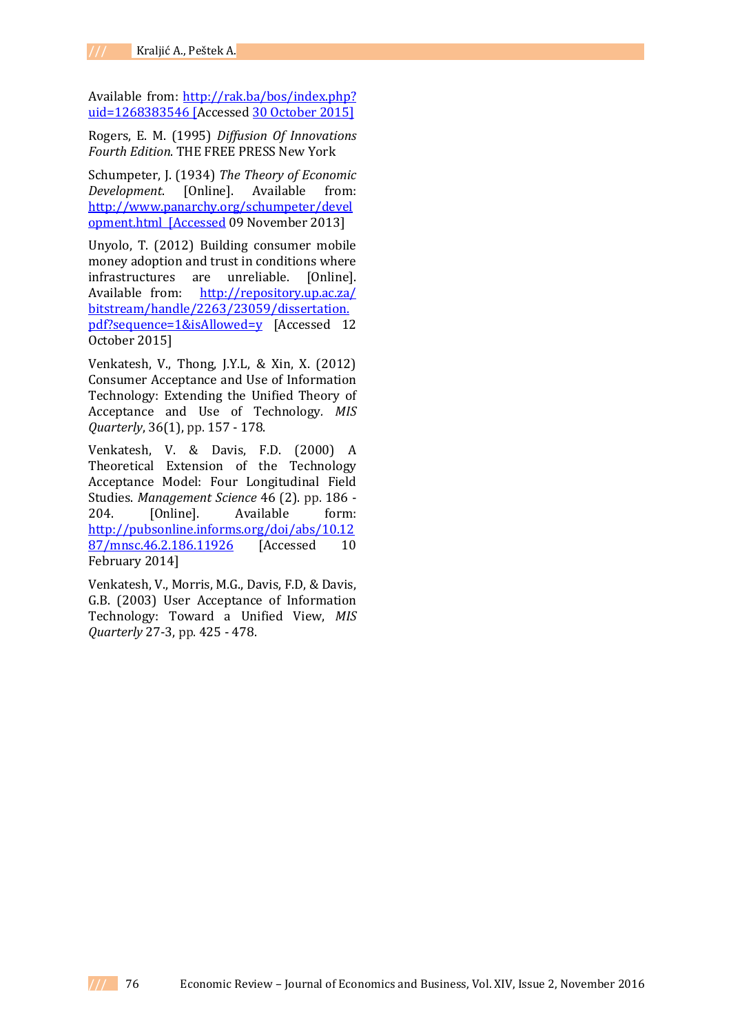Available from: http://rak.ba/bos/index.php?uid=1268383546 [Accessed 30 October 2015]

Rogers, E. M. (1995) *Diffusion Of Innovations Fourth Edition*. THE FREE PRESS New York

Schumpeter, J. (1934) *The Theory of Economic Development*. [Online]. Available from: http://www.panarchy.org/schumpeter/development.html [Accessed 09 November 2013]

Unyolo, T. (2012) Building consumer mobile money adoption and trust in conditions where infrastructures are unreliable. [Online]. Available from: http://repository.up.ac.za/bitstream/handle/2263/23059/dissertation.pdf?sequence=1&isAllowed=y [Accessed 12 October 2015]

Venkatesh, V., Thong, J.Y.L, & Xin, X. (2012) Consumer Acceptance and Use of Information Technology: Extending the Unified Theory of Acceptance and Use of Technology. *MIS Quarterly*, 36(1), pp. 157 - 178.

Venkatesh, V. & Davis, F.D. (2000) A Theoretical Extension of the Technology Acceptance Model: Four Longitudinal Field Studies. *Management Science* 46 (2). pp. 186 - 204. [Online]. Available form: http://pubsonline.informs.org/doi/abs/10.1287/mnsc.46.2.186.11926 [Accessed 10 February 2014]

Venkatesh, V., Morris, M.G., Davis, F.D, & Davis, G.B. (2003) User Acceptance of Information Technology: Toward a Unified View, *MIS Quarterly* 27-3, pp. 425 - 478.